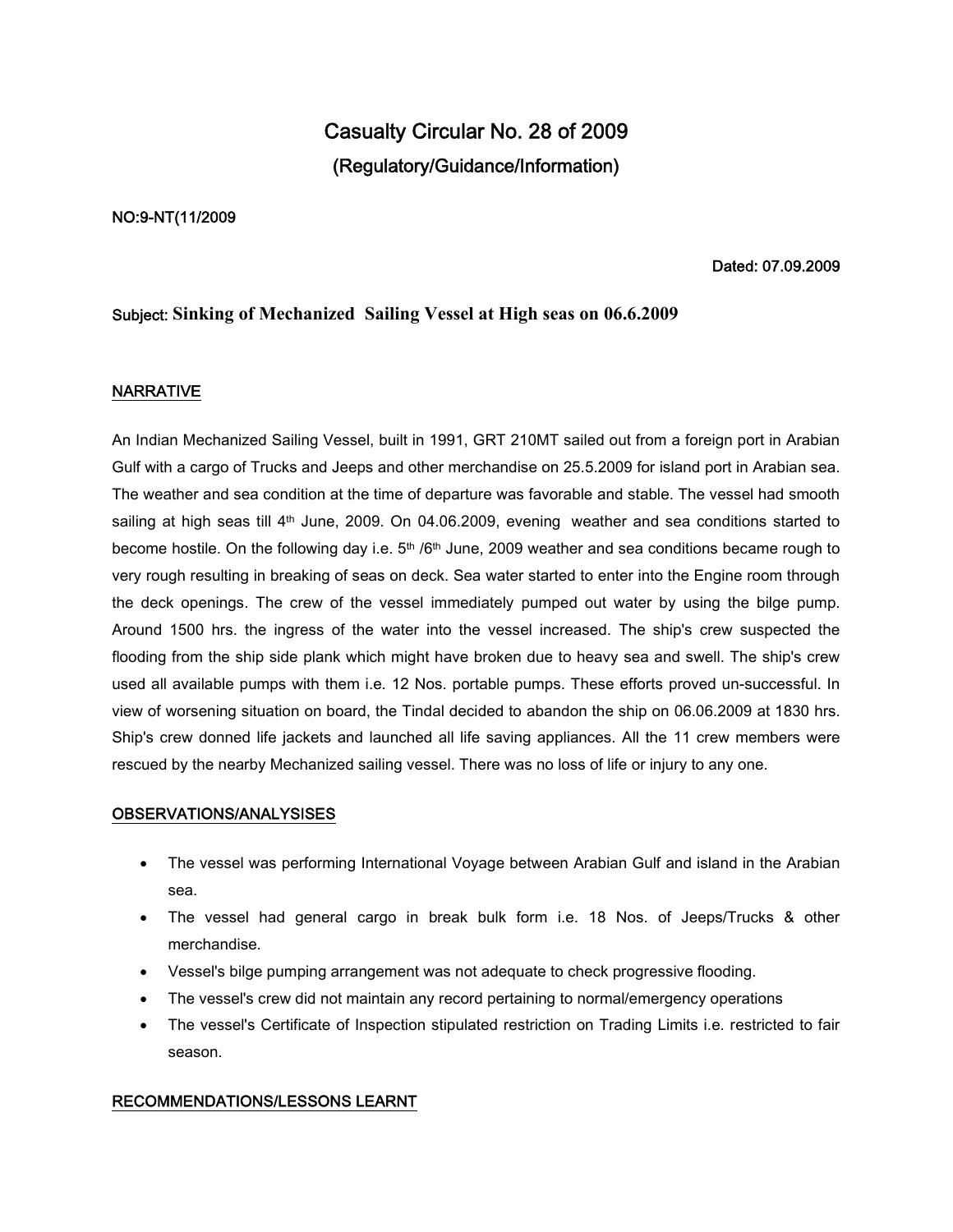# Casualty Circular No. 28 of 2009

## (Regulatory/Guidance/Information)

NO:9-NT(11/2009

Dated: 07.09.2009

### Subject: Sinking of Mechanized Sailing Vessel at High seas on 06.6.2009

#### NARRATIVE

An Indian Mechanized Sailing Vessel, built in 1991, GRT 210MT sailed out from a foreign port in Arabian Gulf with a cargo of Trucks and Jeeps and other merchandise on 25.5.2009 for island port in Arabian sea. The weather and sea condition at the time of departure was favorable and stable. The vessel had smooth sailing at high seas till 4th June, 2009. On 04.06.2009, evening weather and sea conditions started to become hostile. On the following day i.e. 5th /6th June, 2009 weather and sea conditions became rough to very rough resulting in breaking of seas on deck. Sea water started to enter into the Engine room through the deck openings. The crew of the vessel immediately pumped out water by using the bilge pump. Around 1500 hrs. the ingress of the water into the vessel increased. The ship's crew suspected the flooding from the ship side plank which might have broken due to heavy sea and swell. The ship's crew used all available pumps with them i.e. 12 Nos. portable pumps. These efforts proved un-successful. In view of worsening situation on board, the Tindal decided to abandon the ship on 06.06.2009 at 1830 hrs. Ship's crew donned life jackets and launched all life saving appliances. All the 11 crew members were rescued by the nearby Mechanized sailing vessel. There was no loss of life or injury to any one.

#### OBSERVATIONS/ANALYSISES

- The vessel was performing International Voyage between Arabian Gulf and island in the Arabian sea.
- The vessel had general cargo in break bulk form i.e. 18 Nos. of Jeeps/Trucks & other merchandise.
- Vessel's bilge pumping arrangement was not adequate to check progressive flooding.
- The vessel's crew did not maintain any record pertaining to normal/emergency operations
- The vessel's Certificate of Inspection stipulated restriction on Trading Limits i.e. restricted to fair season.

#### RECOMMENDATIONS/LESSONS LEARNT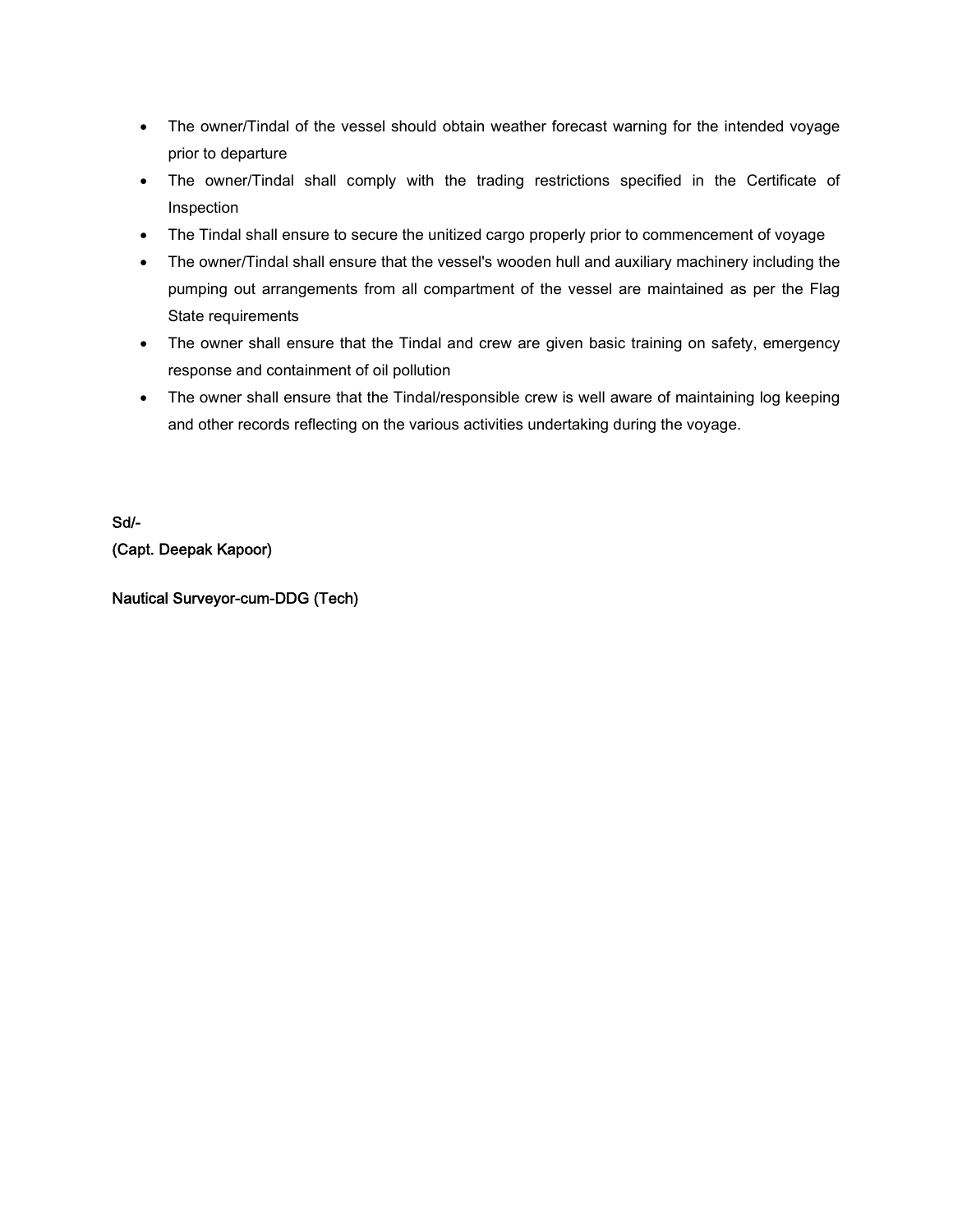- The owner/Tindal of the vessel should obtain weather forecast warning for the intended voyage prior to departure
- The owner/Tindal shall comply with the trading restrictions specified in the Certificate of Inspection
- The Tindal shall ensure to secure the unitized cargo properly prior to commencement of voyage
- The owner/Tindal shall ensure that the vessel's wooden hull and auxiliary machinery including the pumping out arrangements from all compartment of the vessel are maintained as per the Flag State requirements
- The owner shall ensure that the Tindal and crew are given basic training on safety, emergency response and containment of oil pollution
- The owner shall ensure that the Tindal/responsible crew is well aware of maintaining log keeping and other records reflecting on the various activities undertaking during the voyage.

Sd/-
(Capt. Deepak Kapoor)

Nautical Surveyor-cum-DDG (Tech)